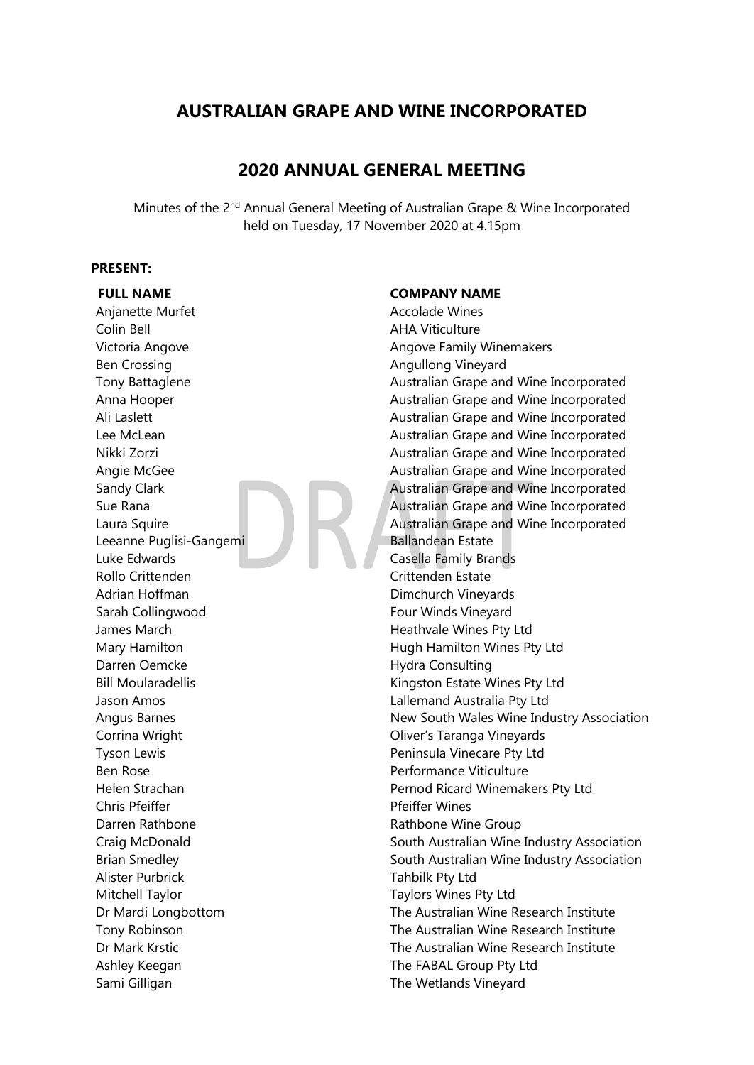# AUSTRALIAN GRAPE AND WINE INCORPORATED

## 2020 ANNUAL GENERAL MEETING

Minutes of the 2nd Annual General Meeting of Australian Grape & Wine Incorporated held on Tuesday, 17 November 2020 at 4.15pm

**PRESENT:**

| FULL NAME | COMPANY NAME |
|---|---|
| Anjanette Murfet | Accolade Wines |
| Colin Bell | AHA Viticulture |
| Victoria Angove | Angove Family Winemakers |
| Ben Crossing | Angullong Vineyard |
| Tony Battaglene | Australian Grape and Wine Incorporated |
| Anna Hooper | Australian Grape and Wine Incorporated |
| Ali Laslett | Australian Grape and Wine Incorporated |
| Lee McLean | Australian Grape and Wine Incorporated |
| Nikki Zorzi | Australian Grape and Wine Incorporated |
| Angie McGee | Australian Grape and Wine Incorporated |
| Sandy Clark | Australian Grape and Wine Incorporated |
| Sue Rana | Australian Grape and Wine Incorporated |
| Laura Squire | Australian Grape and Wine Incorporated |
| Leeanne Puglisi-Gangemi | Ballandean Estate |
| Luke Edwards | Casella Family Brands |
| Rollo Crittenden | Crittenden Estate |
| Adrian Hoffman | Dimchurch Vineyards |
| Sarah Collingwood | Four Winds Vineyard |
| James March | Heathvale Wines Pty Ltd |
| Mary Hamilton | Hugh Hamilton Wines Pty Ltd |
| Darren Oemcke | Hydra Consulting |
| Bill Moularadellis | Kingston Estate Wines Pty Ltd |
| Jason Amos | Lallemand Australia Pty Ltd |
| Angus Barnes | New South Wales Wine Industry Association |
| Corrina Wright | Oliver's Taranga Vineyards |
| Tyson Lewis | Peninsula Vinecare Pty Ltd |
| Ben Rose | Performance Viticulture |
| Helen Strachan | Pernod Ricard Winemakers Pty Ltd |
| Chris Pfeiffer | Pfeiffer Wines |
| Darren Rathbone | Rathbone Wine Group |
| Craig McDonald | South Australian Wine Industry Association |
| Brian Smedley | South Australian Wine Industry Association |
| Alister Purbrick | Tahbilk Pty Ltd |
| Mitchell Taylor | Taylors Wines Pty Ltd |
| Dr Mardi Longbottom | The Australian Wine Research Institute |
| Tony Robinson | The Australian Wine Research Institute |
| Dr Mark Krstic | The Australian Wine Research Institute |
| Ashley Keegan | The FABAL Group Pty Ltd |
| Sami Gilligan | The Wetlands Vineyard |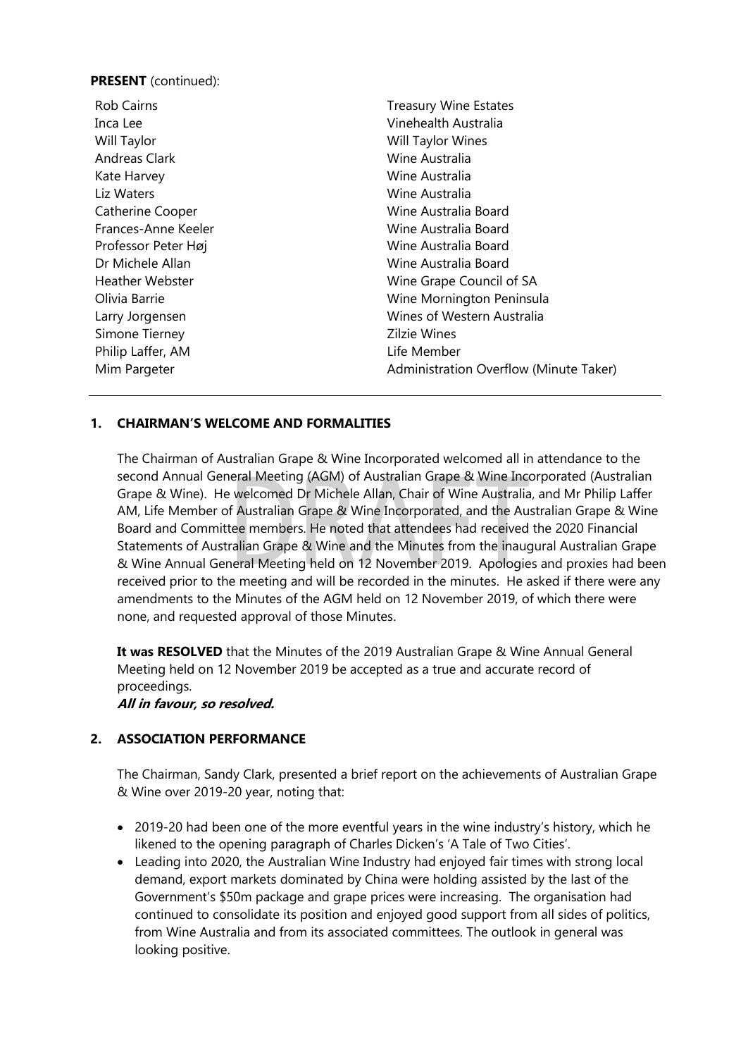**PRESENT** (continued):

| | |
|---|---|
| Rob Cairns | Treasury Wine Estates |
| Inca Lee | Vinehealth Australia |
| Will Taylor | Will Taylor Wines |
| Andreas Clark | Wine Australia |
| Kate Harvey | Wine Australia |
| Liz Waters | Wine Australia |
| Catherine Cooper | Wine Australia Board |
| Frances-Anne Keeler | Wine Australia Board |
| Professor Peter Høj | Wine Australia Board |
| Dr Michele Allan | Wine Australia Board |
| Heather Webster | Wine Grape Council of SA |
| Olivia Barrie | Wine Mornington Peninsula |
| Larry Jorgensen | Wines of Western Australia |
| Simone Tierney | Zilzie Wines |
| Philip Laffer, AM | Life Member |
| Mim Pargeter | Administration Overflow (Minute Taker) |

## 1. CHAIRMAN'S WELCOME AND FORMALITIES

The Chairman of Australian Grape & Wine Incorporated welcomed all in attendance to the second Annual General Meeting (AGM) of Australian Grape & Wine Incorporated (Australian Grape & Wine). He welcomed Dr Michele Allan, Chair of Wine Australia, and Mr Philip Laffer AM, Life Member of Australian Grape & Wine Incorporated, and the Australian Grape & Wine Board and Committee members. He noted that attendees had received the 2020 Financial Statements of Australian Grape & Wine and the Minutes from the inaugural Australian Grape & Wine Annual General Meeting held on 12 November 2019. Apologies and proxies had been received prior to the meeting and will be recorded in the minutes. He asked if there were any amendments to the Minutes of the AGM held on 12 November 2019, of which there were none, and requested approval of those Minutes.

**It was RESOLVED** that the Minutes of the 2019 Australian Grape & Wine Annual General Meeting held on 12 November 2019 be accepted as a true and accurate record of proceedings.
***All in favour, so resolved.***

## 2. ASSOCIATION PERFORMANCE

The Chairman, Sandy Clark, presented a brief report on the achievements of Australian Grape & Wine over 2019-20 year, noting that:

- 2019-20 had been one of the more eventful years in the wine industry's history, which he likened to the opening paragraph of Charles Dicken's 'A Tale of Two Cities'.
- Leading into 2020, the Australian Wine Industry had enjoyed fair times with strong local demand, export markets dominated by China were holding assisted by the last of the Government's $50m package and grape prices were increasing. The organisation had continued to consolidate its position and enjoyed good support from all sides of politics, from Wine Australia and from its associated committees. The outlook in general was looking positive.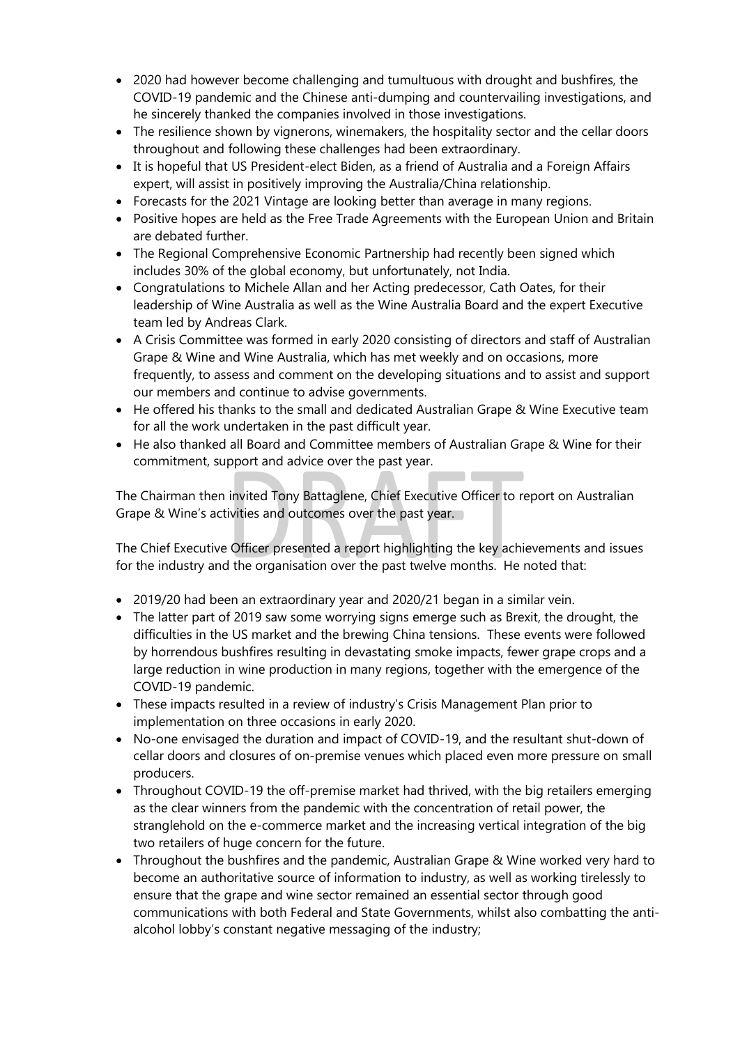- 2020 had however become challenging and tumultuous with drought and bushfires, the COVID-19 pandemic and the Chinese anti-dumping and countervailing investigations, and he sincerely thanked the companies involved in those investigations.
- The resilience shown by vignerons, winemakers, the hospitality sector and the cellar doors throughout and following these challenges had been extraordinary.
- It is hopeful that US President-elect Biden, as a friend of Australia and a Foreign Affairs expert, will assist in positively improving the Australia/China relationship.
- Forecasts for the 2021 Vintage are looking better than average in many regions.
- Positive hopes are held as the Free Trade Agreements with the European Union and Britain are debated further.
- The Regional Comprehensive Economic Partnership had recently been signed which includes 30% of the global economy, but unfortunately, not India.
- Congratulations to Michele Allan and her Acting predecessor, Cath Oates, for their leadership of Wine Australia as well as the Wine Australia Board and the expert Executive team led by Andreas Clark.
- A Crisis Committee was formed in early 2020 consisting of directors and staff of Australian Grape & Wine and Wine Australia, which has met weekly and on occasions, more frequently, to assess and comment on the developing situations and to assist and support our members and continue to advise governments.
- He offered his thanks to the small and dedicated Australian Grape & Wine Executive team for all the work undertaken in the past difficult year.
- He also thanked all Board and Committee members of Australian Grape & Wine for their commitment, support and advice over the past year.

The Chairman then invited Tony Battaglene, Chief Executive Officer to report on Australian Grape & Wine's activities and outcomes over the past year.

The Chief Executive Officer presented a report highlighting the key achievements and issues for the industry and the organisation over the past twelve months. He noted that:

- 2019/20 had been an extraordinary year and 2020/21 began in a similar vein.
- The latter part of 2019 saw some worrying signs emerge such as Brexit, the drought, the difficulties in the US market and the brewing China tensions. These events were followed by horrendous bushfires resulting in devastating smoke impacts, fewer grape crops and a large reduction in wine production in many regions, together with the emergence of the COVID-19 pandemic.
- These impacts resulted in a review of industry's Crisis Management Plan prior to implementation on three occasions in early 2020.
- No-one envisaged the duration and impact of COVID-19, and the resultant shut-down of cellar doors and closures of on-premise venues which placed even more pressure on small producers.
- Throughout COVID-19 the off-premise market had thrived, with the big retailers emerging as the clear winners from the pandemic with the concentration of retail power, the stranglehold on the e-commerce market and the increasing vertical integration of the big two retailers of huge concern for the future.
- Throughout the bushfires and the pandemic, Australian Grape & Wine worked very hard to become an authoritative source of information to industry, as well as working tirelessly to ensure that the grape and wine sector remained an essential sector through good communications with both Federal and State Governments, whilst also combatting the anti-alcohol lobby's constant negative messaging of the industry;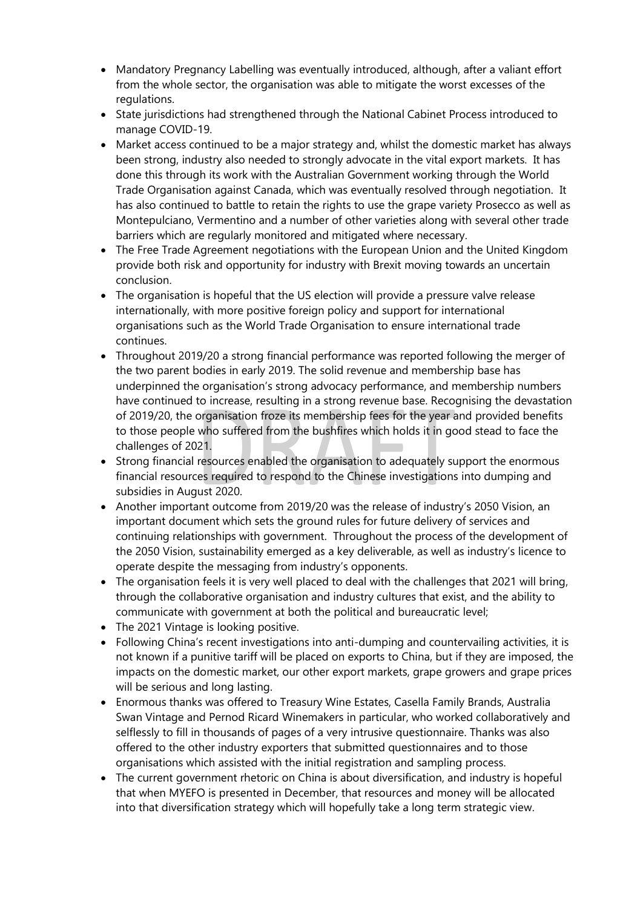- Mandatory Pregnancy Labelling was eventually introduced, although, after a valiant effort from the whole sector, the organisation was able to mitigate the worst excesses of the regulations.
- State jurisdictions had strengthened through the National Cabinet Process introduced to manage COVID-19.
- Market access continued to be a major strategy and, whilst the domestic market has always been strong, industry also needed to strongly advocate in the vital export markets. It has done this through its work with the Australian Government working through the World Trade Organisation against Canada, which was eventually resolved through negotiation. It has also continued to battle to retain the rights to use the grape variety Prosecco as well as Montepulciano, Vermentino and a number of other varieties along with several other trade barriers which are regularly monitored and mitigated where necessary.
- The Free Trade Agreement negotiations with the European Union and the United Kingdom provide both risk and opportunity for industry with Brexit moving towards an uncertain conclusion.
- The organisation is hopeful that the US election will provide a pressure valve release internationally, with more positive foreign policy and support for international organisations such as the World Trade Organisation to ensure international trade continues.
- Throughout 2019/20 a strong financial performance was reported following the merger of the two parent bodies in early 2019. The solid revenue and membership base has underpinned the organisation's strong advocacy performance, and membership numbers have continued to increase, resulting in a strong revenue base. Recognising the devastation of 2019/20, the organisation froze its membership fees for the year and provided benefits to those people who suffered from the bushfires which holds it in good stead to face the challenges of 2021.
- Strong financial resources enabled the organisation to adequately support the enormous financial resources required to respond to the Chinese investigations into dumping and subsidies in August 2020.
- Another important outcome from 2019/20 was the release of industry's 2050 Vision, an important document which sets the ground rules for future delivery of services and continuing relationships with government. Throughout the process of the development of the 2050 Vision, sustainability emerged as a key deliverable, as well as industry's licence to operate despite the messaging from industry's opponents.
- The organisation feels it is very well placed to deal with the challenges that 2021 will bring, through the collaborative organisation and industry cultures that exist, and the ability to communicate with government at both the political and bureaucratic level;
- The 2021 Vintage is looking positive.
- Following China's recent investigations into anti-dumping and countervailing activities, it is not known if a punitive tariff will be placed on exports to China, but if they are imposed, the impacts on the domestic market, our other export markets, grape growers and grape prices will be serious and long lasting.
- Enormous thanks was offered to Treasury Wine Estates, Casella Family Brands, Australia Swan Vintage and Pernod Ricard Winemakers in particular, who worked collaboratively and selflessly to fill in thousands of pages of a very intrusive questionnaire. Thanks was also offered to the other industry exporters that submitted questionnaires and to those organisations which assisted with the initial registration and sampling process.
- The current government rhetoric on China is about diversification, and industry is hopeful that when MYEFO is presented in December, that resources and money will be allocated into that diversification strategy which will hopefully take a long term strategic view.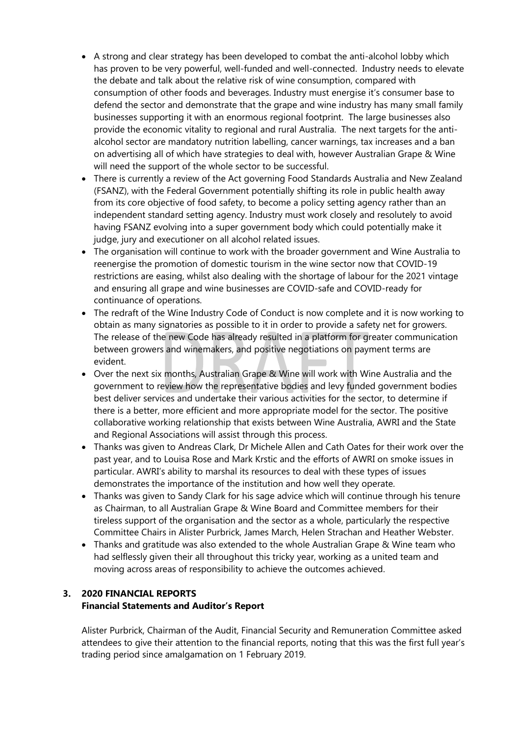- A strong and clear strategy has been developed to combat the anti-alcohol lobby which has proven to be very powerful, well-funded and well-connected. Industry needs to elevate the debate and talk about the relative risk of wine consumption, compared with consumption of other foods and beverages. Industry must energise it's consumer base to defend the sector and demonstrate that the grape and wine industry has many small family businesses supporting it with an enormous regional footprint. The large businesses also provide the economic vitality to regional and rural Australia. The next targets for the anti-alcohol sector are mandatory nutrition labelling, cancer warnings, tax increases and a ban on advertising all of which have strategies to deal with, however Australian Grape & Wine will need the support of the whole sector to be successful.
- There is currently a review of the Act governing Food Standards Australia and New Zealand (FSANZ), with the Federal Government potentially shifting its role in public health away from its core objective of food safety, to become a policy setting agency rather than an independent standard setting agency. Industry must work closely and resolutely to avoid having FSANZ evolving into a super government body which could potentially make it judge, jury and executioner on all alcohol related issues.
- The organisation will continue to work with the broader government and Wine Australia to reenergise the promotion of domestic tourism in the wine sector now that COVID-19 restrictions are easing, whilst also dealing with the shortage of labour for the 2021 vintage and ensuring all grape and wine businesses are COVID-safe and COVID-ready for continuance of operations.
- The redraft of the Wine Industry Code of Conduct is now complete and it is now working to obtain as many signatories as possible to it in order to provide a safety net for growers. The release of the new Code has already resulted in a platform for greater communication between growers and winemakers, and positive negotiations on payment terms are evident.
- Over the next six months, Australian Grape & Wine will work with Wine Australia and the government to review how the representative bodies and levy funded government bodies best deliver services and undertake their various activities for the sector, to determine if there is a better, more efficient and more appropriate model for the sector. The positive collaborative working relationship that exists between Wine Australia, AWRI and the State and Regional Associations will assist through this process.
- Thanks was given to Andreas Clark, Dr Michele Allen and Cath Oates for their work over the past year, and to Louisa Rose and Mark Krstic and the efforts of AWRI on smoke issues in particular. AWRI's ability to marshal its resources to deal with these types of issues demonstrates the importance of the institution and how well they operate.
- Thanks was given to Sandy Clark for his sage advice which will continue through his tenure as Chairman, to all Australian Grape & Wine Board and Committee members for their tireless support of the organisation and the sector as a whole, particularly the respective Committee Chairs in Alister Purbrick, James March, Helen Strachan and Heather Webster.
- Thanks and gratitude was also extended to the whole Australian Grape & Wine team who had selflessly given their all throughout this tricky year, working as a united team and moving across areas of responsibility to achieve the outcomes achieved.

## 3. 2020 FINANCIAL REPORTS

**Financial Statements and Auditor's Report**

Alister Purbrick, Chairman of the Audit, Financial Security and Remuneration Committee asked attendees to give their attention to the financial reports, noting that this was the first full year's trading period since amalgamation on 1 February 2019.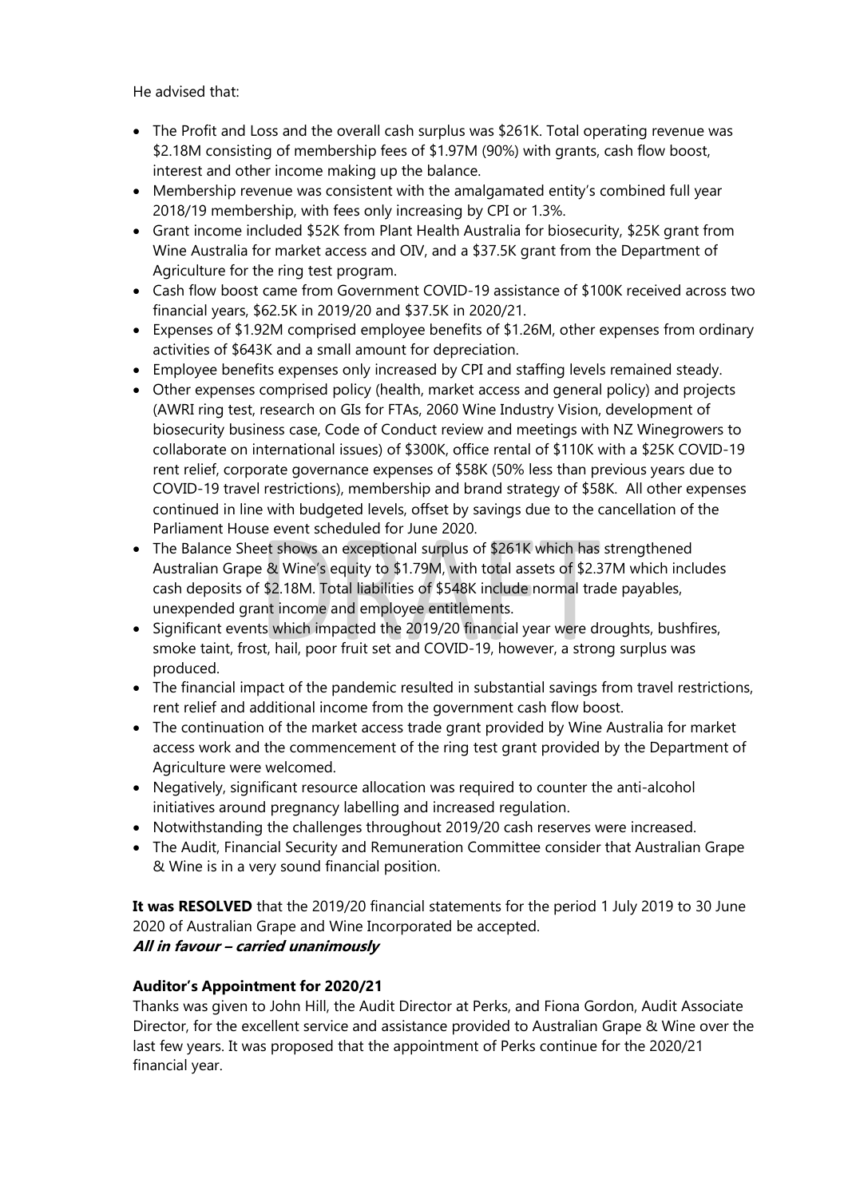He advised that:

- The Profit and Loss and the overall cash surplus was $261K. Total operating revenue was $2.18M consisting of membership fees of $1.97M (90%) with grants, cash flow boost, interest and other income making up the balance.
- Membership revenue was consistent with the amalgamated entity's combined full year 2018/19 membership, with fees only increasing by CPI or 1.3%.
- Grant income included $52K from Plant Health Australia for biosecurity, $25K grant from Wine Australia for market access and OIV, and a $37.5K grant from the Department of Agriculture for the ring test program.
- Cash flow boost came from Government COVID-19 assistance of $100K received across two financial years, $62.5K in 2019/20 and $37.5K in 2020/21.
- Expenses of $1.92M comprised employee benefits of $1.26M, other expenses from ordinary activities of $643K and a small amount for depreciation.
- Employee benefits expenses only increased by CPI and staffing levels remained steady.
- Other expenses comprised policy (health, market access and general policy) and projects (AWRI ring test, research on GIs for FTAs, 2060 Wine Industry Vision, development of biosecurity business case, Code of Conduct review and meetings with NZ Winegrowers to collaborate on international issues) of $300K, office rental of $110K with a $25K COVID-19 rent relief, corporate governance expenses of $58K (50% less than previous years due to COVID-19 travel restrictions), membership and brand strategy of $58K. All other expenses continued in line with budgeted levels, offset by savings due to the cancellation of the Parliament House event scheduled for June 2020.
- The Balance Sheet shows an exceptional surplus of $261K which has strengthened Australian Grape & Wine's equity to $1.79M, with total assets of $2.37M which includes cash deposits of $2.18M. Total liabilities of $548K include normal trade payables, unexpended grant income and employee entitlements.
- Significant events which impacted the 2019/20 financial year were droughts, bushfires, smoke taint, frost, hail, poor fruit set and COVID-19, however, a strong surplus was produced.
- The financial impact of the pandemic resulted in substantial savings from travel restrictions, rent relief and additional income from the government cash flow boost.
- The continuation of the market access trade grant provided by Wine Australia for market access work and the commencement of the ring test grant provided by the Department of Agriculture were welcomed.
- Negatively, significant resource allocation was required to counter the anti-alcohol initiatives around pregnancy labelling and increased regulation.
- Notwithstanding the challenges throughout 2019/20 cash reserves were increased.
- The Audit, Financial Security and Remuneration Committee consider that Australian Grape & Wine is in a very sound financial position.

**It was RESOLVED** that the 2019/20 financial statements for the period 1 July 2019 to 30 June 2020 of Australian Grape and Wine Incorporated be accepted.
***All in favour – carried unanimously***

**Auditor's Appointment for 2020/21**

Thanks was given to John Hill, the Audit Director at Perks, and Fiona Gordon, Audit Associate Director, for the excellent service and assistance provided to Australian Grape & Wine over the last few years. It was proposed that the appointment of Perks continue for the 2020/21 financial year.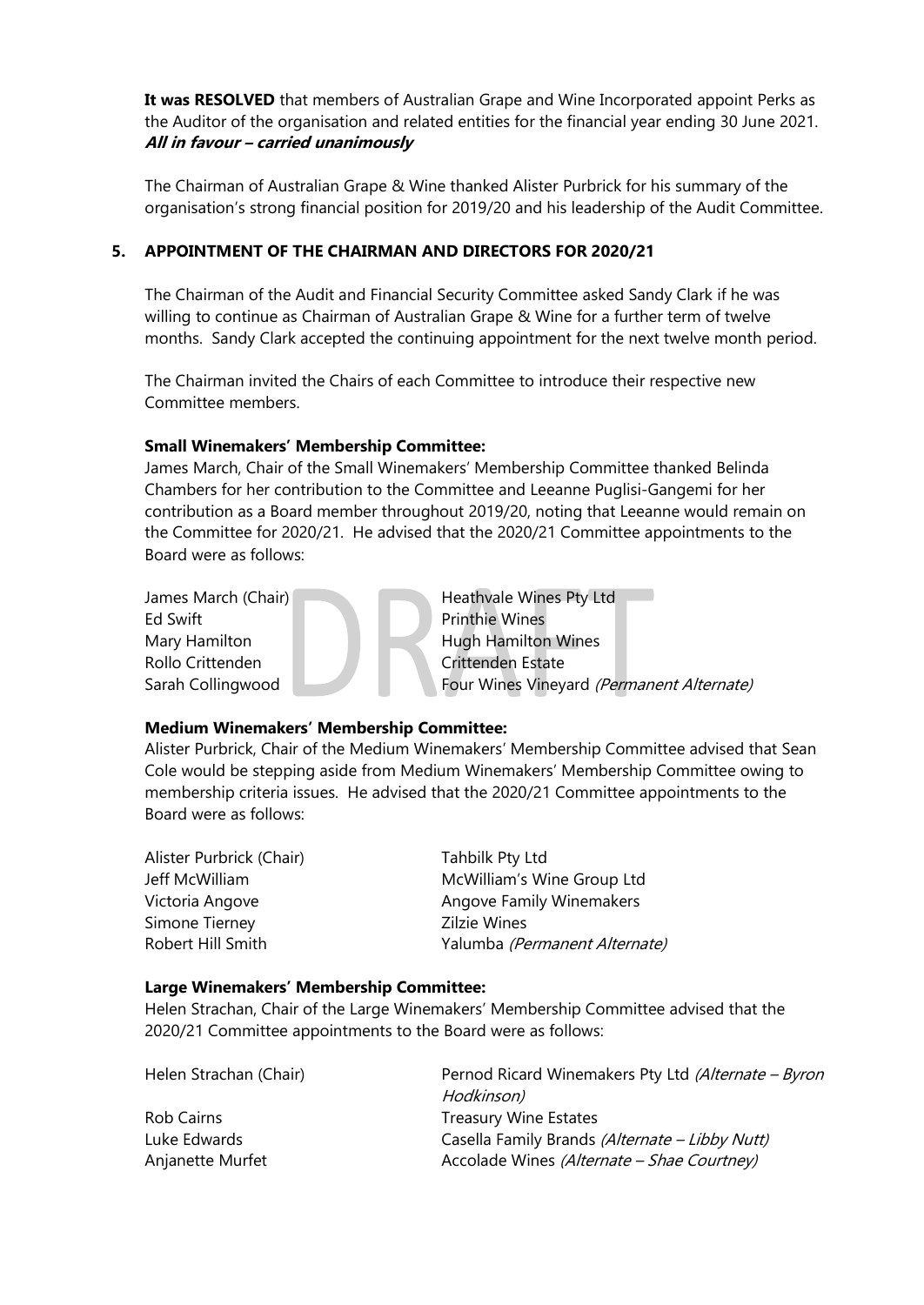**It was RESOLVED** that members of Australian Grape and Wine Incorporated appoint Perks as the Auditor of the organisation and related entities for the financial year ending 30 June 2021.
***All in favour – carried unanimously***

The Chairman of Australian Grape & Wine thanked Alister Purbrick for his summary of the organisation's strong financial position for 2019/20 and his leadership of the Audit Committee.

## 5. APPOINTMENT OF THE CHAIRMAN AND DIRECTORS FOR 2020/21

The Chairman of the Audit and Financial Security Committee asked Sandy Clark if he was willing to continue as Chairman of Australian Grape & Wine for a further term of twelve months. Sandy Clark accepted the continuing appointment for the next twelve month period.

The Chairman invited the Chairs of each Committee to introduce their respective new Committee members.

**Small Winemakers' Membership Committee:**
James March, Chair of the Small Winemakers' Membership Committee thanked Belinda Chambers for her contribution to the Committee and Leeanne Puglisi-Gangemi for her contribution as a Board member throughout 2019/20, noting that Leeanne would remain on the Committee for 2020/21. He advised that the 2020/21 Committee appointments to the Board were as follows:

| | |
|---|---|
| James March (Chair) | Heathvale Wines Pty Ltd |
| Ed Swift | Printhie Wines |
| Mary Hamilton | Hugh Hamilton Wines |
| Rollo Crittenden | Crittenden Estate |
| Sarah Collingwood | Four Wines Vineyard *(Permanent Alternate)* |

**Medium Winemakers' Membership Committee:**
Alister Purbrick, Chair of the Medium Winemakers' Membership Committee advised that Sean Cole would be stepping aside from Medium Winemakers' Membership Committee owing to membership criteria issues. He advised that the 2020/21 Committee appointments to the Board were as follows:

| | |
|---|---|
| Alister Purbrick (Chair) | Tahbilk Pty Ltd |
| Jeff McWilliam | McWilliam's Wine Group Ltd |
| Victoria Angove | Angove Family Winemakers |
| Simone Tierney | Zilzie Wines |
| Robert Hill Smith | Yalumba *(Permanent Alternate)* |

**Large Winemakers' Membership Committee:**
Helen Strachan, Chair of the Large Winemakers' Membership Committee advised that the 2020/21 Committee appointments to the Board were as follows:

| | |
|---|---|
| Helen Strachan (Chair) | Pernod Ricard Winemakers Pty Ltd *(Alternate – Byron Hodkinson)* |
| Rob Cairns | Treasury Wine Estates |
| Luke Edwards | Casella Family Brands *(Alternate – Libby Nutt)* |
| Anjanette Murfet | Accolade Wines *(Alternate – Shae Courtney)* |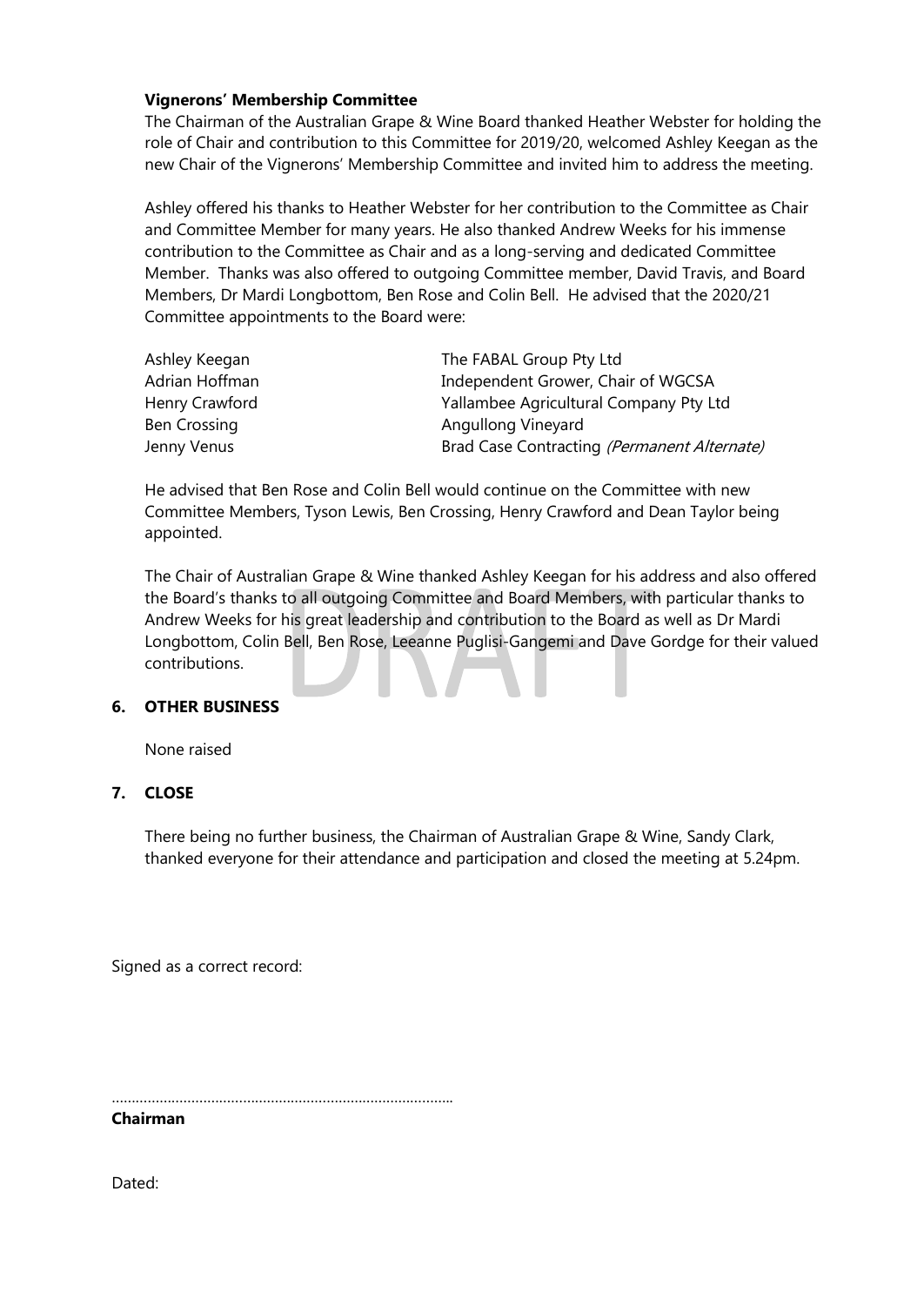**Vignerons' Membership Committee**

The Chairman of the Australian Grape & Wine Board thanked Heather Webster for holding the role of Chair and contribution to this Committee for 2019/20, welcomed Ashley Keegan as the new Chair of the Vignerons' Membership Committee and invited him to address the meeting.

Ashley offered his thanks to Heather Webster for her contribution to the Committee as Chair and Committee Member for many years. He also thanked Andrew Weeks for his immense contribution to the Committee as Chair and as a long-serving and dedicated Committee Member. Thanks was also offered to outgoing Committee member, David Travis, and Board Members, Dr Mardi Longbottom, Ben Rose and Colin Bell. He advised that the 2020/21 Committee appointments to the Board were:

| | |
|---|---|
| Ashley Keegan | The FABAL Group Pty Ltd |
| Adrian Hoffman | Independent Grower, Chair of WGCSA |
| Henry Crawford | Yallambee Agricultural Company Pty Ltd |
| Ben Crossing | Angullong Vineyard |
| Jenny Venus | Brad Case Contracting *(Permanent Alternate)* |

He advised that Ben Rose and Colin Bell would continue on the Committee with new Committee Members, Tyson Lewis, Ben Crossing, Henry Crawford and Dean Taylor being appointed.

The Chair of Australian Grape & Wine thanked Ashley Keegan for his address and also offered the Board's thanks to all outgoing Committee and Board Members, with particular thanks to Andrew Weeks for his great leadership and contribution to the Board as well as Dr Mardi Longbottom, Colin Bell, Ben Rose, Leeanne Puglisi-Gangemi and Dave Gordge for their valued contributions.

## 6. OTHER BUSINESS

None raised

## 7. CLOSE

There being no further business, the Chairman of Australian Grape & Wine, Sandy Clark, thanked everyone for their attendance and participation and closed the meeting at 5.24pm.

Signed as a correct record:

…………………………………………………………………………

**Chairman**

Dated: